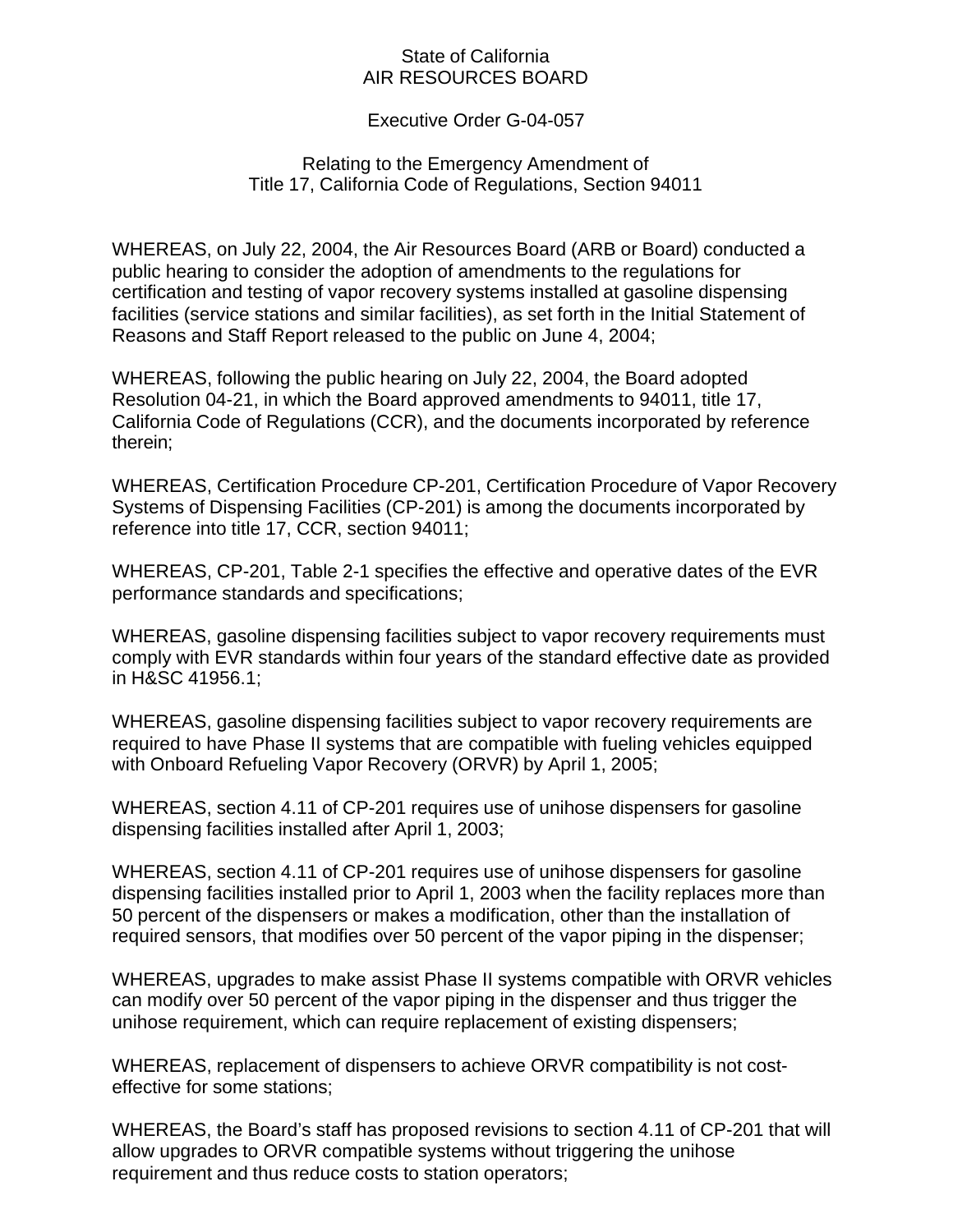State of California
AIR RESOURCES BOARD

Executive Order G-04-057

Relating to the Emergency Amendment of
Title 17, California Code of Regulations, Section 94011

WHEREAS, on July 22, 2004, the Air Resources Board (ARB or Board) conducted a public hearing to consider the adoption of amendments to the regulations for certification and testing of vapor recovery systems installed at gasoline dispensing facilities (service stations and similar facilities), as set forth in the Initial Statement of Reasons and Staff Report released to the public on June 4, 2004;

WHEREAS, following the public hearing on July 22, 2004, the Board adopted Resolution 04-21, in which the Board approved amendments to 94011, title 17, California Code of Regulations (CCR), and the documents incorporated by reference therein;

WHEREAS, Certification Procedure CP-201, Certification Procedure of Vapor Recovery Systems of Dispensing Facilities (CP-201) is among the documents incorporated by reference into title 17, CCR, section 94011;

WHEREAS, CP-201, Table 2-1 specifies the effective and operative dates of the EVR performance standards and specifications;

WHEREAS, gasoline dispensing facilities subject to vapor recovery requirements must comply with EVR standards within four years of the standard effective date as provided in H&SC 41956.1;

WHEREAS, gasoline dispensing facilities subject to vapor recovery requirements are required to have Phase II systems that are compatible with fueling vehicles equipped with Onboard Refueling Vapor Recovery (ORVR) by April 1, 2005;

WHEREAS, section 4.11 of CP-201 requires use of unihose dispensers for gasoline dispensing facilities installed after April 1, 2003;

WHEREAS, section 4.11 of CP-201 requires use of unihose dispensers for gasoline dispensing facilities installed prior to April 1, 2003 when the facility replaces more than 50 percent of the dispensers or makes a modification, other than the installation of required sensors, that modifies over 50 percent of the vapor piping in the dispenser;

WHEREAS, upgrades to make assist Phase II systems compatible with ORVR vehicles can modify over 50 percent of the vapor piping in the dispenser and thus trigger the unihose requirement, which can require replacement of existing dispensers;

WHEREAS, replacement of dispensers to achieve ORVR compatibility is not cost-effective for some stations;

WHEREAS, the Board's staff has proposed revisions to section 4.11 of CP-201 that will allow upgrades to ORVR compatible systems without triggering the unihose requirement and thus reduce costs to station operators;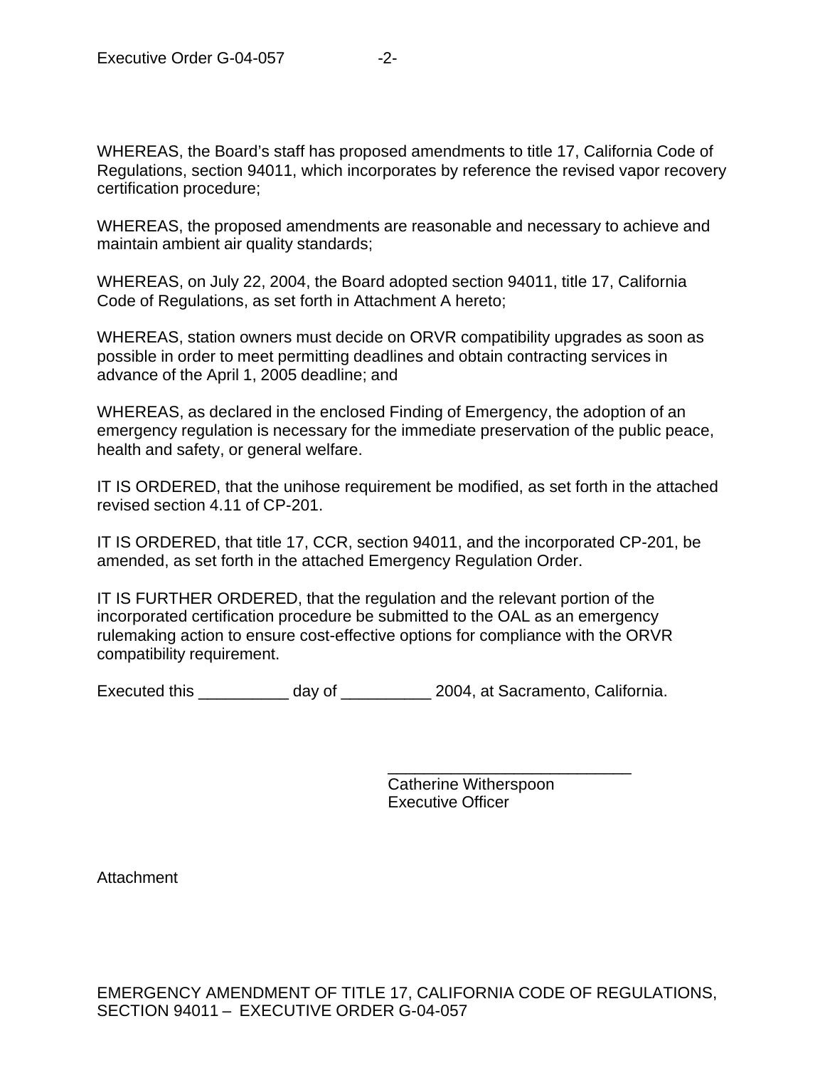WHEREAS, the Board's staff has proposed amendments to title 17, California Code of Regulations, section 94011, which incorporates by reference the revised vapor recovery certification procedure;

WHEREAS, the proposed amendments are reasonable and necessary to achieve and maintain ambient air quality standards;

WHEREAS, on July 22, 2004, the Board adopted section 94011, title 17, California Code of Regulations, as set forth in Attachment A hereto;

WHEREAS, station owners must decide on ORVR compatibility upgrades as soon as possible in order to meet permitting deadlines and obtain contracting services in advance of the April 1, 2005 deadline; and

WHEREAS, as declared in the enclosed Finding of Emergency, the adoption of an emergency regulation is necessary for the immediate preservation of the public peace, health and safety, or general welfare.

IT IS ORDERED, that the unihose requirement be modified, as set forth in the attached revised section 4.11 of CP-201.

IT IS ORDERED, that title 17, CCR, section 94011, and the incorporated CP-201, be amended, as set forth in the attached Emergency Regulation Order.

IT IS FURTHER ORDERED, that the regulation and the relevant portion of the incorporated certification procedure be submitted to the OAL as an emergency rulemaking action to ensure cost-effective options for compliance with the ORVR compatibility requirement.

Executed this __________ day of __________ 2004, at Sacramento, California.

___________________________
Catherine Witherspoon
Executive Officer

Attachment

EMERGENCY AMENDMENT OF TITLE 17, CALIFORNIA CODE OF REGULATIONS, SECTION 94011 – EXECUTIVE ORDER G-04-057